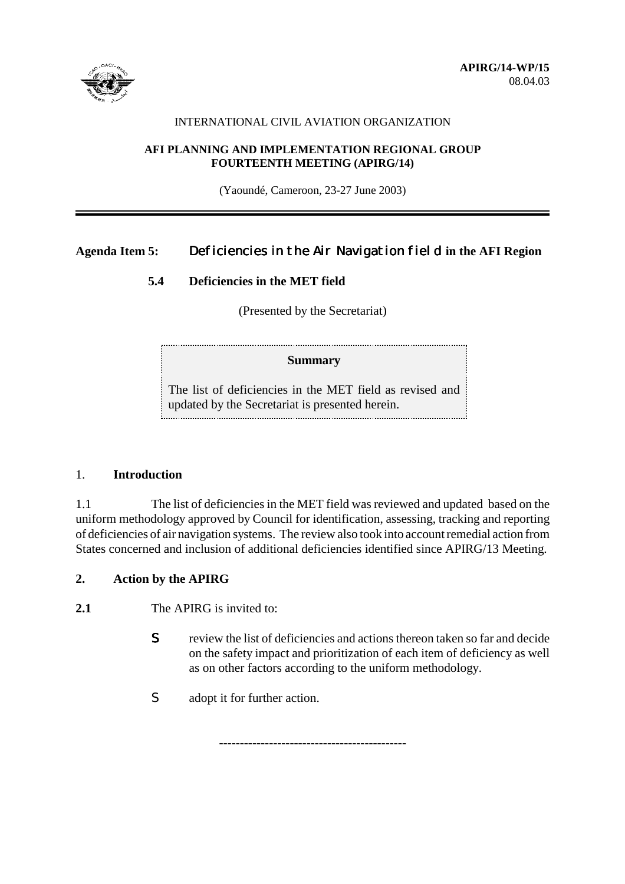**APIRG/14-WP/15**
08.04.03

INTERNATIONAL CIVIL AVIATION ORGANIZATION

**AFI PLANNING AND IMPLEMENTATION REGIONAL GROUP**
**FOURTEENTH MEETING (APIRG/14)**

(Yaoundé, Cameroon, 23-27 June 2003)

---

**Agenda Item 5:** **Deficiencies in the Air Navigation field in the AFI Region**

**5.4 Deficiencies in the MET field**

(Presented by the Secretariat)

> **Summary**
>
> The list of deficiencies in the MET field as revised and updated by the Secretariat is presented herein.

## 1. Introduction

1.1 The list of deficiencies in the MET field was reviewed and updated based on the uniform methodology approved by Council for identification, assessing, tracking and reporting of deficiencies of air navigation systems. The review also took into account remedial action from States concerned and inclusion of additional deficiencies identified since APIRG/13 Meeting.

## 2. Action by the APIRG

**2.1** The APIRG is invited to:

- review the list of deficiencies and actions thereon taken so far and decide on the safety impact and prioritization of each item of deficiency as well as on other factors according to the uniform methodology.
- adopt it for further action.

---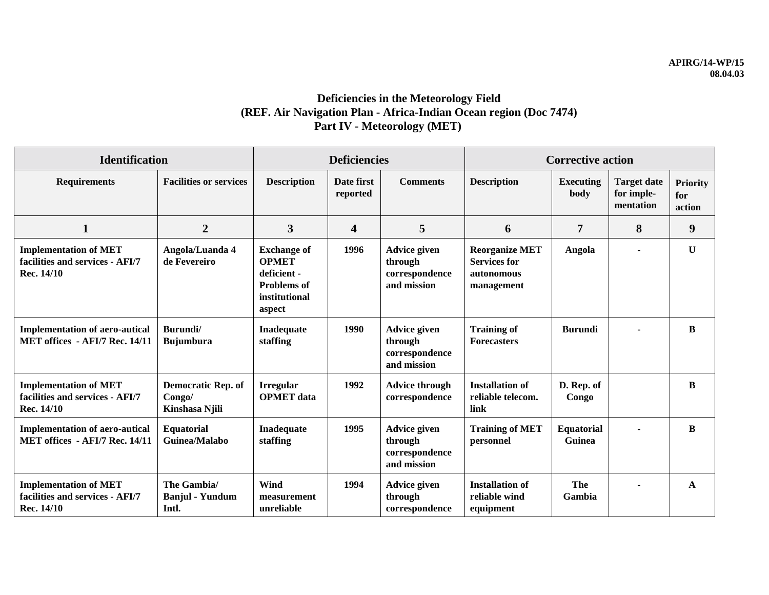## Deficiencies in the Meteorology Field
## (REF. Air Navigation Plan - Africa-Indian Ocean region (Doc 7474)
## Part IV - Meteorology (MET)

| Identification | | Deficiencies | | | Corrective action | | | |
|---|---|---|---|---|---|---|---|---|
| **Requirements** | **Facilities or services** | **Description** | **Date first reported** | **Comments** | **Description** | **Executing body** | **Target date for imple-mentation** | **Priority for action** |
| **1** | **2** | **3** | **4** | **5** | **6** | **7** | **8** | **9** |
| **Implementation of MET facilities and services - AFI/7 Rec. 14/10** | **Angola/Luanda 4 de Fevereiro** | **Exchange of OPMET deficient - Problems of institutional aspect** | **1996** | **Advice given through correspondence and mission** | **Reorganize MET Services for autonomous management** | **Angola** | **-** | **U** |
| **Implementation of aero-autical MET offices - AFI/7 Rec. 14/11** | **Burundi/ Bujumbura** | **Inadequate staffing** | **1990** | **Advice given through correspondence and mission** | **Training of Forecasters** | **Burundi** | **-** | **B** |
| **Implementation of MET facilities and services - AFI/7 Rec. 14/10** | **Democratic Rep. of Congo/ Kinshasa Njili** | **Irregular OPMET data** | **1992** | **Advice through correspondence** | **Installation of reliable telecom. link** | **D. Rep. of Congo** | | **B** |
| **Implementation of aero-autical MET offices - AFI/7 Rec. 14/11** | **Equatorial Guinea/Malabo** | **Inadequate staffing** | **1995** | **Advice given through correspondence and mission** | **Training of MET personnel** | **Equatorial Guinea** | **-** | **B** |
| **Implementation of MET facilities and services - AFI/7 Rec. 14/10** | **The Gambia/ Banjul - Yundum Intl.** | **Wind measurement unreliable** | **1994** | **Advice given through correspondence** | **Installation of reliable wind equipment** | **The Gambia** | **-** | **A** |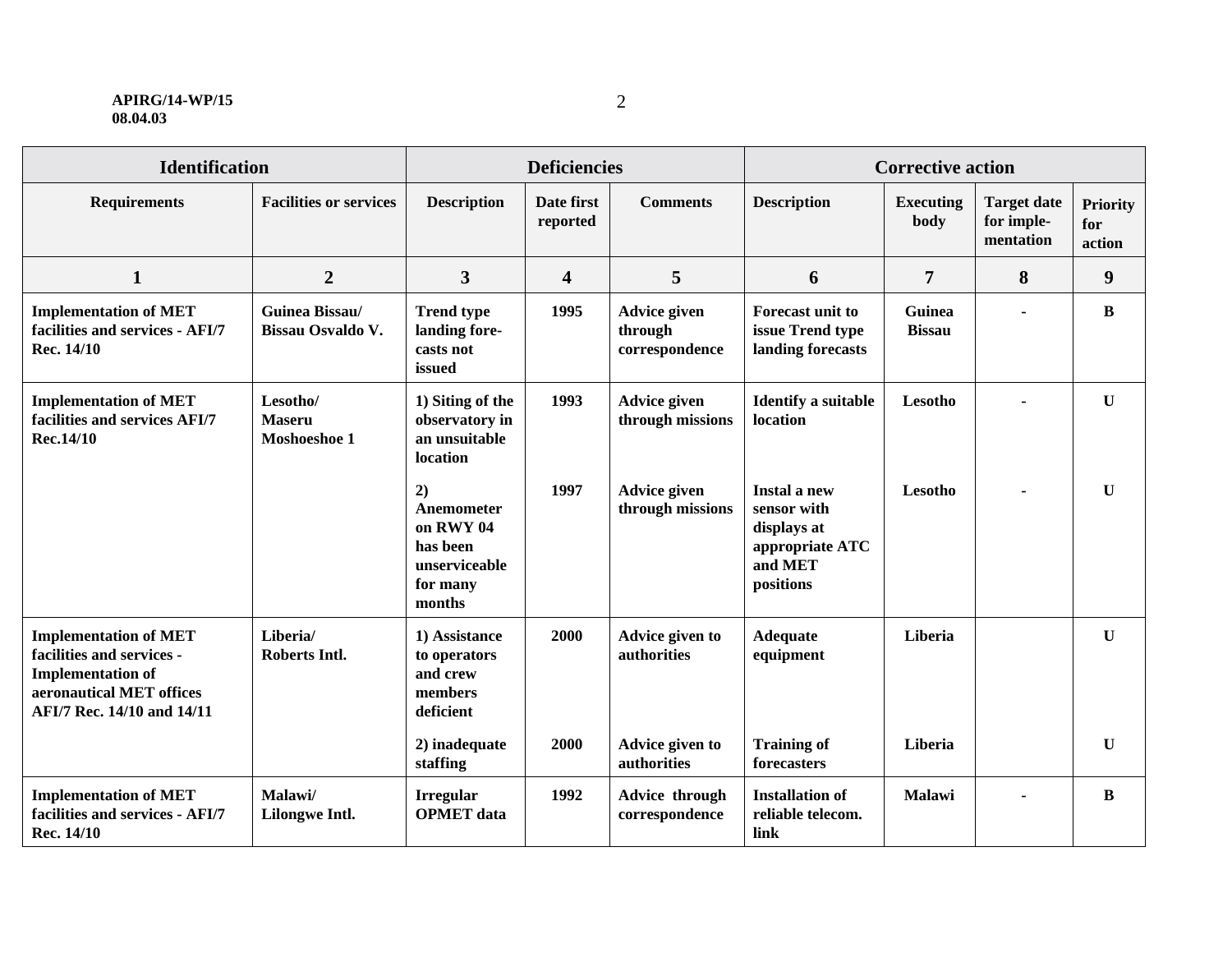| Identification | | Deficiencies | | | Corrective action | | | |
|---|---|---|---|---|---|---|---|---|
| **Requirements** | **Facilities or services** | **Description** | **Date first reported** | **Comments** | **Description** | **Executing body** | **Target date for imple-mentation** | **Priority for action** |
| **1** | **2** | **3** | **4** | **5** | **6** | **7** | **8** | **9** |
| **Implementation of MET facilities and services - AFI/7 Rec. 14/10** | **Guinea Bissau/ Bissau Osvaldo V.** | **Trend type landing fore-casts not issued** | **1995** | **Advice given through correspondence** | **Forecast unit to issue Trend type landing forecasts** | **Guinea Bissau** | **-** | **B** |
| **Implementation of MET facilities and services AFI/7 Rec.14/10** | **Lesotho/ Maseru Moshoeshoe 1** | **1) Siting of the observatory in an unsuitable location** | **1993** | **Advice given through missions** | **Identify a suitable location** | **Lesotho** | **-** | **U** |
| | | **2) Anemometer on RWY 04 has been unserviceable for many months** | **1997** | **Advice given through missions** | **Instal a new sensor with displays at appropriate ATC and MET positions** | **Lesotho** | **-** | **U** |
| **Implementation of MET facilities and services - Implementation of aeronautical MET offices AFI/7 Rec. 14/10 and 14/11** | **Liberia/ Roberts Intl.** | **1) Assistance to operators and crew members deficient** | **2000** | **Advice given to authorities** | **Adequate equipment** | **Liberia** | | **U** |
| | | **2) inadequate staffing** | **2000** | **Advice given to authorities** | **Training of forecasters** | **Liberia** | | **U** |
| **Implementation of MET facilities and services - AFI/7 Rec. 14/10** | **Malawi/ Lilongwe Intl.** | **Irregular OPMET data** | **1992** | **Advice through correspondence** | **Installation of reliable telecom. link** | **Malawi** | **-** | **B** |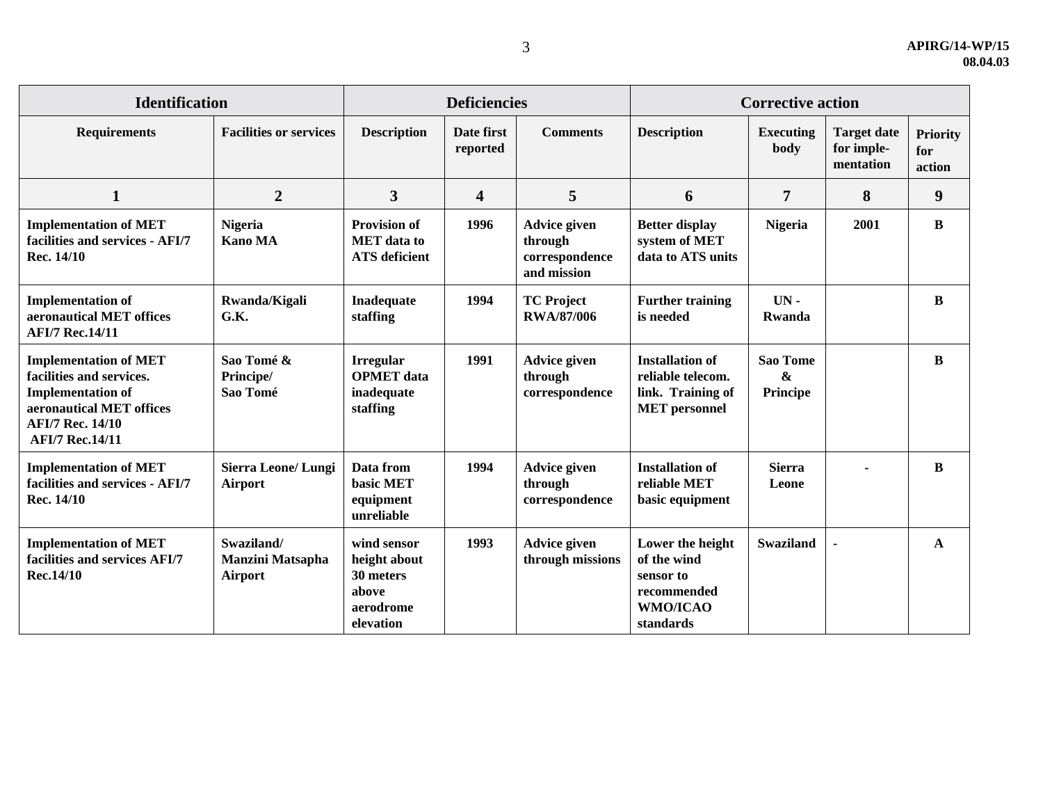| Identification | | Deficiencies | | | Corrective action | | | |
|---|---|---|---|---|---|---|---|---|
| **Requirements** | **Facilities or services** | **Description** | **Date first reported** | **Comments** | **Description** | **Executing body** | **Target date for imple-mentation** | **Priority for action** |
| **1** | **2** | **3** | **4** | **5** | **6** | **7** | **8** | **9** |
| **Implementation of MET facilities and services - AFI/7 Rec. 14/10** | **Nigeria Kano MA** | **Provision of MET data to ATS deficient** | **1996** | **Advice given through correspondence and mission** | **Better display system of MET data to ATS units** | **Nigeria** | **2001** | **B** |
| **Implementation of aeronautical MET offices AFI/7 Rec.14/11** | **Rwanda/Kigali G.K.** | **Inadequate staffing** | **1994** | **TC Project RWA/87/006** | **Further training is needed** | **UN - Rwanda** | | **B** |
| **Implementation of MET facilities and services. Implementation of aeronautical MET offices AFI/7 Rec. 14/10 AFI/7 Rec.14/11** | **Sao Tomé & Principe/ Sao Tomé** | **Irregular OPMET data inadequate staffing** | **1991** | **Advice given through correspondence** | **Installation of reliable telecom. link. Training of MET personnel** | **Sao Tome & Principe** | | **B** |
| **Implementation of MET facilities and services - AFI/7 Rec. 14/10** | **Sierra Leone/ Lungi Airport** | **Data from basic MET equipment unreliable** | **1994** | **Advice given through correspondence** | **Installation of reliable MET basic equipment** | **Sierra Leone** | **-** | **B** |
| **Implementation of MET facilities and services AFI/7 Rec.14/10** | **Swaziland/ Manzini Matsapha Airport** | **wind sensor height about 30 meters above aerodrome elevation** | **1993** | **Advice given through missions** | **Lower the height of the wind sensor to recommended WMO/ICAO standards** | **Swaziland** | **-** | **A** |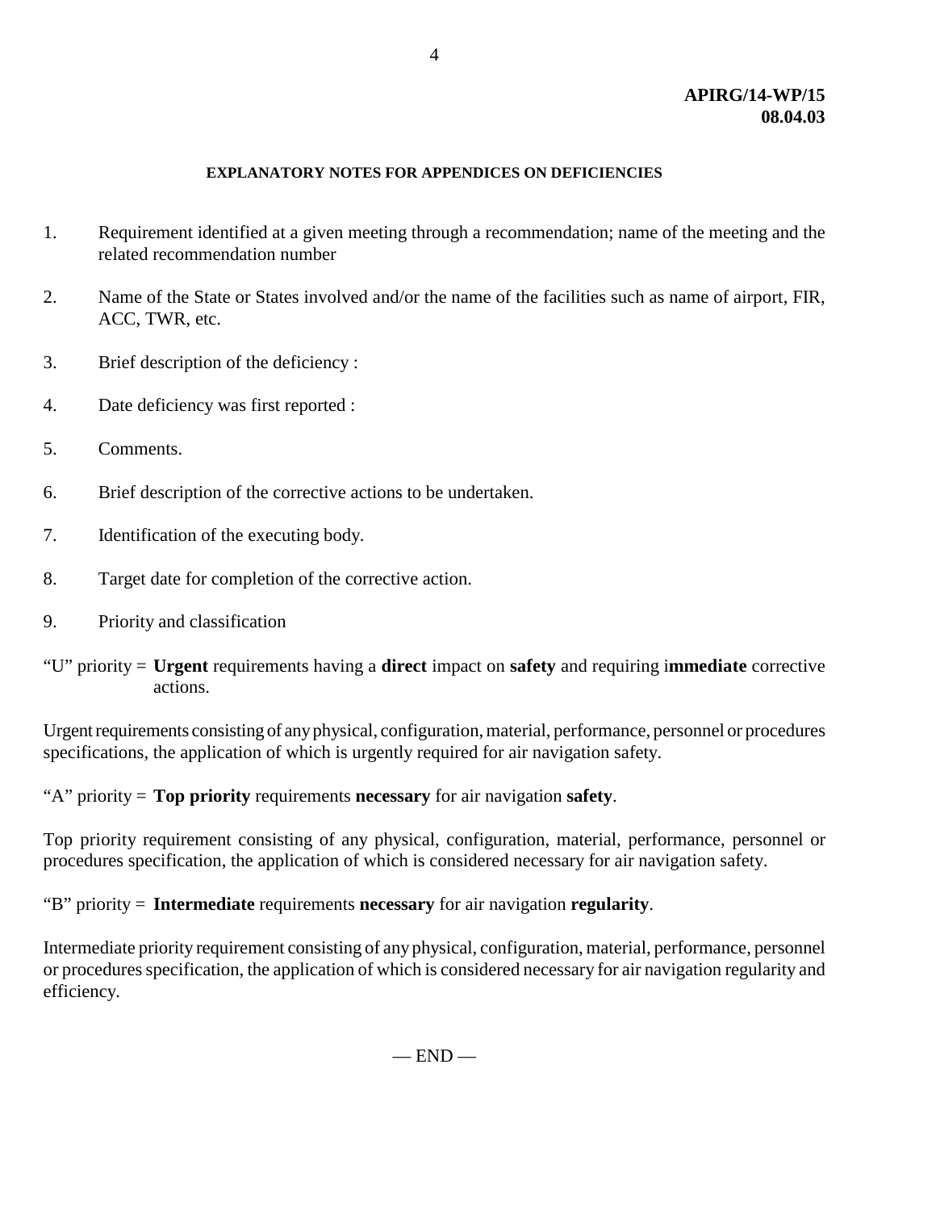APIRG/14-WP/15
08.04.03

#### EXPLANATORY NOTES FOR APPENDICES ON DEFICIENCIES

1. Requirement identified at a given meeting through a recommendation; name of the meeting and the related recommendation number

2. Name of the State or States involved and/or the name of the facilities such as name of airport, FIR, ACC, TWR, etc.

3. Brief description of the deficiency :

4. Date deficiency was first reported :

5. Comments.

6. Brief description of the corrective actions to be undertaken.

7. Identification of the executing body.

8. Target date for completion of the corrective action.

9. Priority and classification

“U” priority = **Urgent** requirements having a **direct** impact on **safety** and requiring i**mmediate** corrective actions.

Urgent requirements consisting of any physical, configuration, material, performance, personnel or procedures specifications, the application of which is urgently required for air navigation safety.

“A” priority = **Top priority** requirements **necessary** for air navigation **safety**.

Top priority requirement consisting of any physical, configuration, material, performance, personnel or procedures specification, the application of which is considered necessary for air navigation safety.

“B” priority = **Intermediate** requirements **necessary** for air navigation **regularity**.

Intermediate priority requirement consisting of any physical, configuration, material, performance, personnel or procedures specification, the application of which is considered necessary for air navigation regularity and efficiency.

— END —